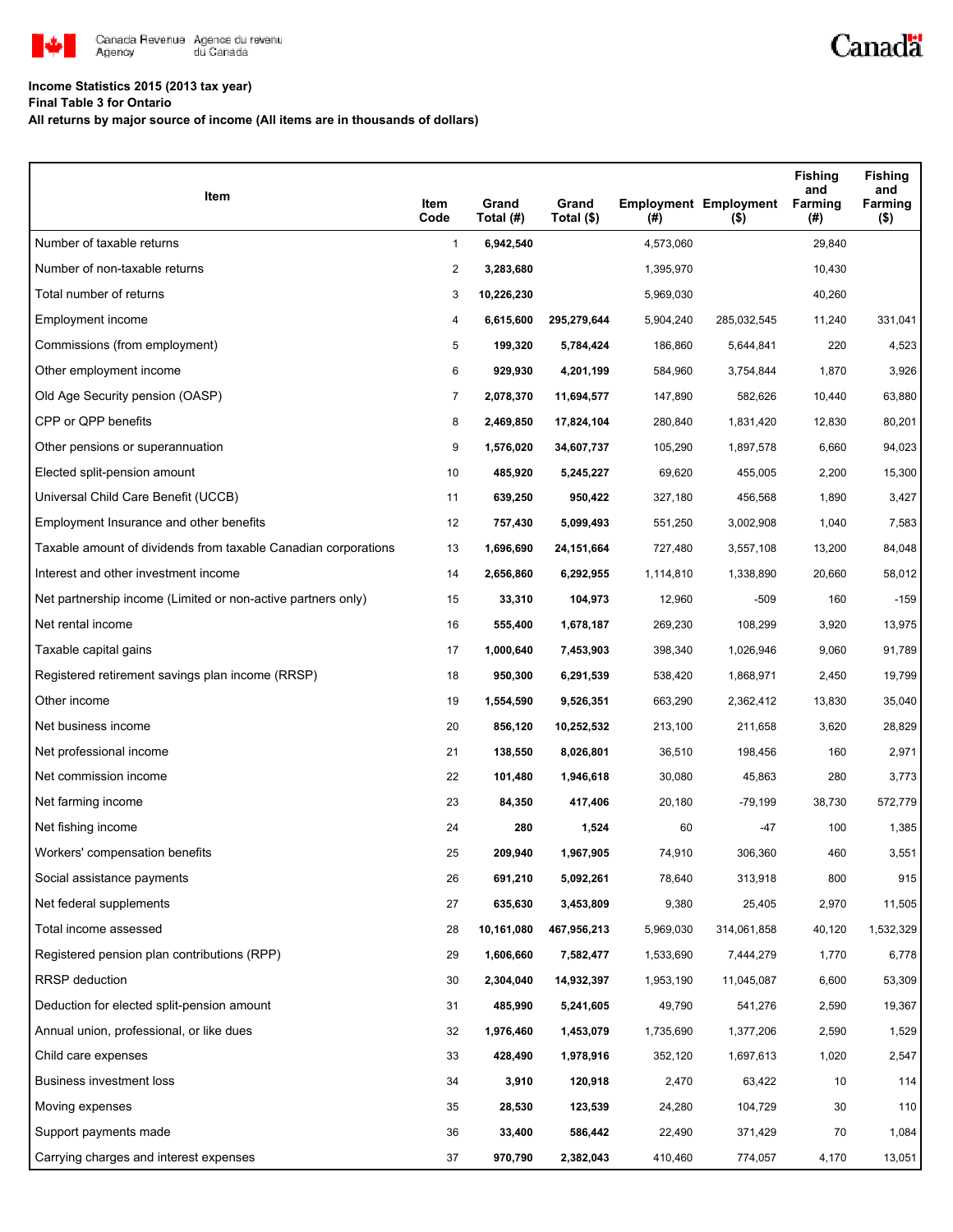Canada Revenue Agency / Agence du revenu du Canada

Canada

**Income Statistics 2015 (2013 tax year)**

**Final Table 3 for Ontario**

**All returns by major source of income (All items are in thousands of dollars)**

| Item | Item Code | Grand Total (#) | Grand Total ($) | Employment (#) | Employment ($) | Fishing and Farming (#) | Fishing and Farming ($) |
|---|---|---|---|---|---|---|---|
| Number of taxable returns | 1 | **6,942,540** | | 4,573,060 | | 29,840 | |
| Number of non-taxable returns | 2 | **3,283,680** | | 1,395,970 | | 10,430 | |
| Total number of returns | 3 | **10,226,230** | | 5,969,030 | | 40,260 | |
| Employment income | 4 | **6,615,600** | **295,279,644** | 5,904,240 | 285,032,545 | 11,240 | 331,041 |
| Commissions (from employment) | 5 | **199,320** | **5,784,424** | 186,860 | 5,644,841 | 220 | 4,523 |
| Other employment income | 6 | **929,930** | **4,201,199** | 584,960 | 3,754,844 | 1,870 | 3,926 |
| Old Age Security pension (OASP) | 7 | **2,078,370** | **11,694,577** | 147,890 | 582,626 | 10,440 | 63,880 |
| CPP or QPP benefits | 8 | **2,469,850** | **17,824,104** | 280,840 | 1,831,420 | 12,830 | 80,201 |
| Other pensions or superannuation | 9 | **1,576,020** | **34,607,737** | 105,290 | 1,897,578 | 6,660 | 94,023 |
| Elected split-pension amount | 10 | **485,920** | **5,245,227** | 69,620 | 455,005 | 2,200 | 15,300 |
| Universal Child Care Benefit (UCCB) | 11 | **639,250** | **950,422** | 327,180 | 456,568 | 1,890 | 3,427 |
| Employment Insurance and other benefits | 12 | **757,430** | **5,099,493** | 551,250 | 3,002,908 | 1,040 | 7,583 |
| Taxable amount of dividends from taxable Canadian corporations | 13 | **1,696,690** | **24,151,664** | 727,480 | 3,557,108 | 13,200 | 84,048 |
| Interest and other investment income | 14 | **2,656,860** | **6,292,955** | 1,114,810 | 1,338,890 | 20,660 | 58,012 |
| Net partnership income (Limited or non-active partners only) | 15 | **33,310** | **104,973** | 12,960 | -509 | 160 | -159 |
| Net rental income | 16 | **555,400** | **1,678,187** | 269,230 | 108,299 | 3,920 | 13,975 |
| Taxable capital gains | 17 | **1,000,640** | **7,453,903** | 398,340 | 1,026,946 | 9,060 | 91,789 |
| Registered retirement savings plan income (RRSP) | 18 | **950,300** | **6,291,539** | 538,420 | 1,868,971 | 2,450 | 19,799 |
| Other income | 19 | **1,554,590** | **9,526,351** | 663,290 | 2,362,412 | 13,830 | 35,040 |
| Net business income | 20 | **856,120** | **10,252,532** | 213,100 | 211,658 | 3,620 | 28,829 |
| Net professional income | 21 | **138,550** | **8,026,801** | 36,510 | 198,456 | 160 | 2,971 |
| Net commission income | 22 | **101,480** | **1,946,618** | 30,080 | 45,863 | 280 | 3,773 |
| Net farming income | 23 | **84,350** | **417,406** | 20,180 | -79,199 | 38,730 | 572,779 |
| Net fishing income | 24 | **280** | **1,524** | 60 | -47 | 100 | 1,385 |
| Workers' compensation benefits | 25 | **209,940** | **1,967,905** | 74,910 | 306,360 | 460 | 3,551 |
| Social assistance payments | 26 | **691,210** | **5,092,261** | 78,640 | 313,918 | 800 | 915 |
| Net federal supplements | 27 | **635,630** | **3,453,809** | 9,380 | 25,405 | 2,970 | 11,505 |
| Total income assessed | 28 | **10,161,080** | **467,956,213** | 5,969,030 | 314,061,858 | 40,120 | 1,532,329 |
| Registered pension plan contributions (RPP) | 29 | **1,606,660** | **7,582,477** | 1,533,690 | 7,444,279 | 1,770 | 6,778 |
| RRSP deduction | 30 | **2,304,040** | **14,932,397** | 1,953,190 | 11,045,087 | 6,600 | 53,309 |
| Deduction for elected split-pension amount | 31 | **485,990** | **5,241,605** | 49,790 | 541,276 | 2,590 | 19,367 |
| Annual union, professional, or like dues | 32 | **1,976,460** | **1,453,079** | 1,735,690 | 1,377,206 | 2,590 | 1,529 |
| Child care expenses | 33 | **428,490** | **1,978,916** | 352,120 | 1,697,613 | 1,020 | 2,547 |
| Business investment loss | 34 | **3,910** | **120,918** | 2,470 | 63,422 | 10 | 114 |
| Moving expenses | 35 | **28,530** | **123,539** | 24,280 | 104,729 | 30 | 110 |
| Support payments made | 36 | **33,400** | **586,442** | 22,490 | 371,429 | 70 | 1,084 |
| Carrying charges and interest expenses | 37 | **970,790** | **2,382,043** | 410,460 | 774,057 | 4,170 | 13,051 |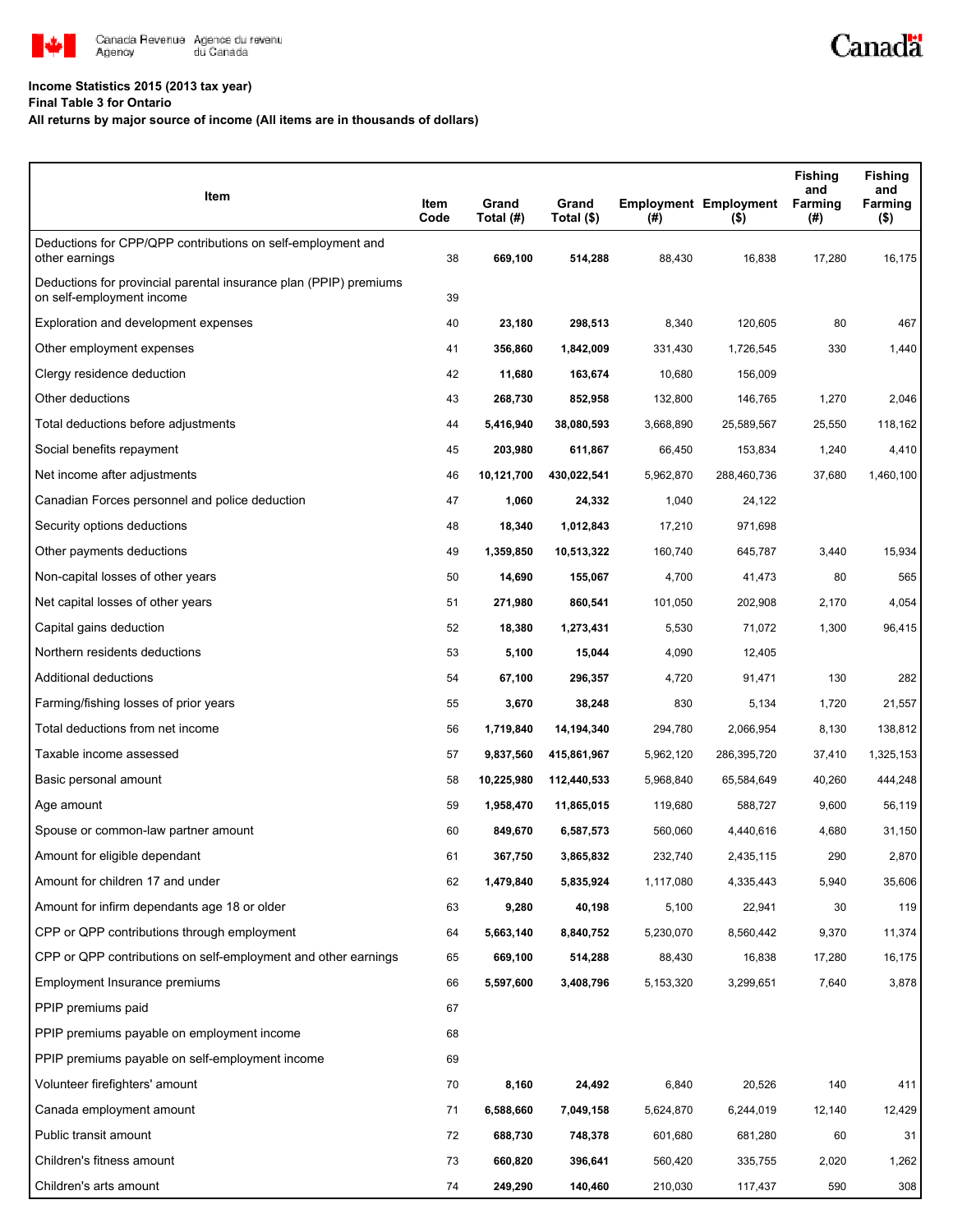**Income Statistics 2015 (2013 tax year)**

**Final Table 3 for Ontario**

**All returns by major source of income (All items are in thousands of dollars)**

| Item | Item Code | Grand Total (#) | Grand Total ($) | Employment (#) | Employment ($) | Fishing and Farming (#) | Fishing and Farming ($) |
|---|---|---|---|---|---|---|---|
| Deductions for CPP/QPP contributions on self-employment and other earnings | 38 | **669,100** | **514,288** | 88,430 | 16,838 | 17,280 | 16,175 |
| Deductions for provincial parental insurance plan (PPIP) premiums on self-employment income | 39 | | | | | | |
| Exploration and development expenses | 40 | **23,180** | **298,513** | 8,340 | 120,605 | 80 | 467 |
| Other employment expenses | 41 | **356,860** | **1,842,009** | 331,430 | 1,726,545 | 330 | 1,440 |
| Clergy residence deduction | 42 | **11,680** | **163,674** | 10,680 | 156,009 | | |
| Other deductions | 43 | **268,730** | **852,958** | 132,800 | 146,765 | 1,270 | 2,046 |
| Total deductions before adjustments | 44 | **5,416,940** | **38,080,593** | 3,668,890 | 25,589,567 | 25,550 | 118,162 |
| Social benefits repayment | 45 | **203,980** | **611,867** | 66,450 | 153,834 | 1,240 | 4,410 |
| Net income after adjustments | 46 | **10,121,700** | **430,022,541** | 5,962,870 | 288,460,736 | 37,680 | 1,460,100 |
| Canadian Forces personnel and police deduction | 47 | **1,060** | **24,332** | 1,040 | 24,122 | | |
| Security options deductions | 48 | **18,340** | **1,012,843** | 17,210 | 971,698 | | |
| Other payments deductions | 49 | **1,359,850** | **10,513,322** | 160,740 | 645,787 | 3,440 | 15,934 |
| Non-capital losses of other years | 50 | **14,690** | **155,067** | 4,700 | 41,473 | 80 | 565 |
| Net capital losses of other years | 51 | **271,980** | **860,541** | 101,050 | 202,908 | 2,170 | 4,054 |
| Capital gains deduction | 52 | **18,380** | **1,273,431** | 5,530 | 71,072 | 1,300 | 96,415 |
| Northern residents deductions | 53 | **5,100** | **15,044** | 4,090 | 12,405 | | |
| Additional deductions | 54 | **67,100** | **296,357** | 4,720 | 91,471 | 130 | 282 |
| Farming/fishing losses of prior years | 55 | **3,670** | **38,248** | 830 | 5,134 | 1,720 | 21,557 |
| Total deductions from net income | 56 | **1,719,840** | **14,194,340** | 294,780 | 2,066,954 | 8,130 | 138,812 |
| Taxable income assessed | 57 | **9,837,560** | **415,861,967** | 5,962,120 | 286,395,720 | 37,410 | 1,325,153 |
| Basic personal amount | 58 | **10,225,980** | **112,440,533** | 5,968,840 | 65,584,649 | 40,260 | 444,248 |
| Age amount | 59 | **1,958,470** | **11,865,015** | 119,680 | 588,727 | 9,600 | 56,119 |
| Spouse or common-law partner amount | 60 | **849,670** | **6,587,573** | 560,060 | 4,440,616 | 4,680 | 31,150 |
| Amount for eligible dependant | 61 | **367,750** | **3,865,832** | 232,740 | 2,435,115 | 290 | 2,870 |
| Amount for children 17 and under | 62 | **1,479,840** | **5,835,924** | 1,117,080 | 4,335,443 | 5,940 | 35,606 |
| Amount for infirm dependants age 18 or older | 63 | **9,280** | **40,198** | 5,100 | 22,941 | 30 | 119 |
| CPP or QPP contributions through employment | 64 | **5,663,140** | **8,840,752** | 5,230,070 | 8,560,442 | 9,370 | 11,374 |
| CPP or QPP contributions on self-employment and other earnings | 65 | **669,100** | **514,288** | 88,430 | 16,838 | 17,280 | 16,175 |
| Employment Insurance premiums | 66 | **5,597,600** | **3,408,796** | 5,153,320 | 3,299,651 | 7,640 | 3,878 |
| PPIP premiums paid | 67 | | | | | | |
| PPIP premiums payable on employment income | 68 | | | | | | |
| PPIP premiums payable on self-employment income | 69 | | | | | | |
| Volunteer firefighters' amount | 70 | **8,160** | **24,492** | 6,840 | 20,526 | 140 | 411 |
| Canada employment amount | 71 | **6,588,660** | **7,049,158** | 5,624,870 | 6,244,019 | 12,140 | 12,429 |
| Public transit amount | 72 | **688,730** | **748,378** | 601,680 | 681,280 | 60 | 31 |
| Children's fitness amount | 73 | **660,820** | **396,641** | 560,420 | 335,755 | 2,020 | 1,262 |
| Children's arts amount | 74 | **249,290** | **140,460** | 210,030 | 117,437 | 590 | 308 |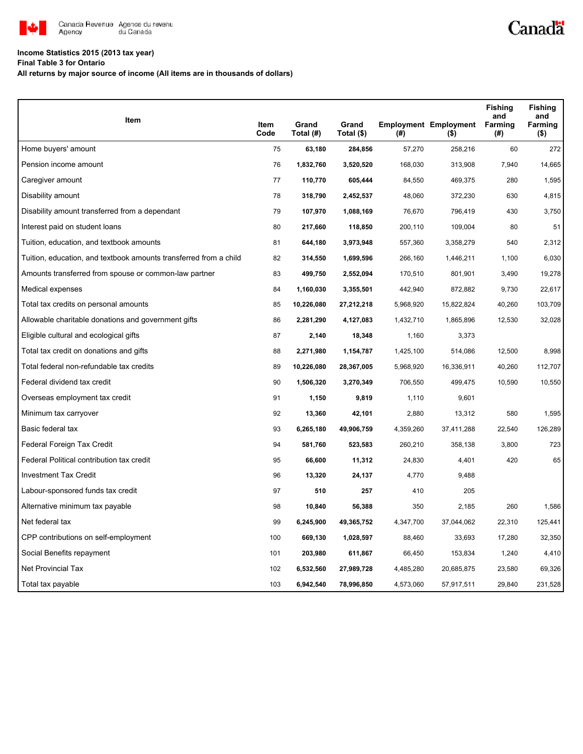**Income Statistics 2015 (2013 tax year)**

**Final Table 3 for Ontario**

**All returns by major source of income (All items are in thousands of dollars)**

| Item | Item Code | Grand Total (#) | Grand Total ($) | Employment (#) | Employment ($) | Fishing and Farming (#) | Fishing and Farming ($) |
|---|---|---|---|---|---|---|---|
| Home buyers' amount | 75 | 63,180 | 284,856 | 57,270 | 258,216 | 60 | 272 |
| Pension income amount | 76 | 1,832,760 | 3,520,520 | 168,030 | 313,908 | 7,940 | 14,665 |
| Caregiver amount | 77 | 110,770 | 605,444 | 84,550 | 469,375 | 280 | 1,595 |
| Disability amount | 78 | 318,790 | 2,452,537 | 48,060 | 372,230 | 630 | 4,815 |
| Disability amount transferred from a dependant | 79 | 107,970 | 1,088,169 | 76,670 | 796,419 | 430 | 3,750 |
| Interest paid on student loans | 80 | 217,660 | 118,850 | 200,110 | 109,004 | 80 | 51 |
| Tuition, education, and textbook amounts | 81 | 644,180 | 3,973,948 | 557,360 | 3,358,279 | 540 | 2,312 |
| Tuition, education, and textbook amounts transferred from a child | 82 | 314,550 | 1,699,596 | 266,160 | 1,446,211 | 1,100 | 6,030 |
| Amounts transferred from spouse or common-law partner | 83 | 499,750 | 2,552,094 | 170,510 | 801,901 | 3,490 | 19,278 |
| Medical expenses | 84 | 1,160,030 | 3,355,501 | 442,940 | 872,882 | 9,730 | 22,617 |
| Total tax credits on personal amounts | 85 | 10,226,080 | 27,212,218 | 5,968,920 | 15,822,824 | 40,260 | 103,709 |
| Allowable charitable donations and government gifts | 86 | 2,281,290 | 4,127,083 | 1,432,710 | 1,865,896 | 12,530 | 32,028 |
| Eligible cultural and ecological gifts | 87 | 2,140 | 18,348 | 1,160 | 3,373 | | |
| Total tax credit on donations and gifts | 88 | 2,271,980 | 1,154,787 | 1,425,100 | 514,086 | 12,500 | 8,998 |
| Total federal non-refundable tax credits | 89 | 10,226,080 | 28,367,005 | 5,968,920 | 16,336,911 | 40,260 | 112,707 |
| Federal dividend tax credit | 90 | 1,506,320 | 3,270,349 | 706,550 | 499,475 | 10,590 | 10,550 |
| Overseas employment tax credit | 91 | 1,150 | 9,819 | 1,110 | 9,601 | | |
| Minimum tax carryover | 92 | 13,360 | 42,101 | 2,880 | 13,312 | 580 | 1,595 |
| Basic federal tax | 93 | 6,265,180 | 49,906,759 | 4,359,260 | 37,411,288 | 22,540 | 126,289 |
| Federal Foreign Tax Credit | 94 | 581,760 | 523,583 | 260,210 | 358,138 | 3,800 | 723 |
| Federal Political contribution tax credit | 95 | 66,600 | 11,312 | 24,830 | 4,401 | 420 | 65 |
| Investment Tax Credit | 96 | 13,320 | 24,137 | 4,770 | 9,488 | | |
| Labour-sponsored funds tax credit | 97 | 510 | 257 | 410 | 205 | | |
| Alternative minimum tax payable | 98 | 10,840 | 56,388 | 350 | 2,185 | 260 | 1,586 |
| Net federal tax | 99 | 6,245,900 | 49,365,752 | 4,347,700 | 37,044,062 | 22,310 | 125,441 |
| CPP contributions on self-employment | 100 | 669,130 | 1,028,597 | 88,460 | 33,693 | 17,280 | 32,350 |
| Social Benefits repayment | 101 | 203,980 | 611,867 | 66,450 | 153,834 | 1,240 | 4,410 |
| Net Provincial Tax | 102 | 6,532,560 | 27,989,728 | 4,485,280 | 20,685,875 | 23,580 | 69,326 |
| Total tax payable | 103 | 6,942,540 | 78,996,850 | 4,573,060 | 57,917,511 | 29,840 | 231,528 |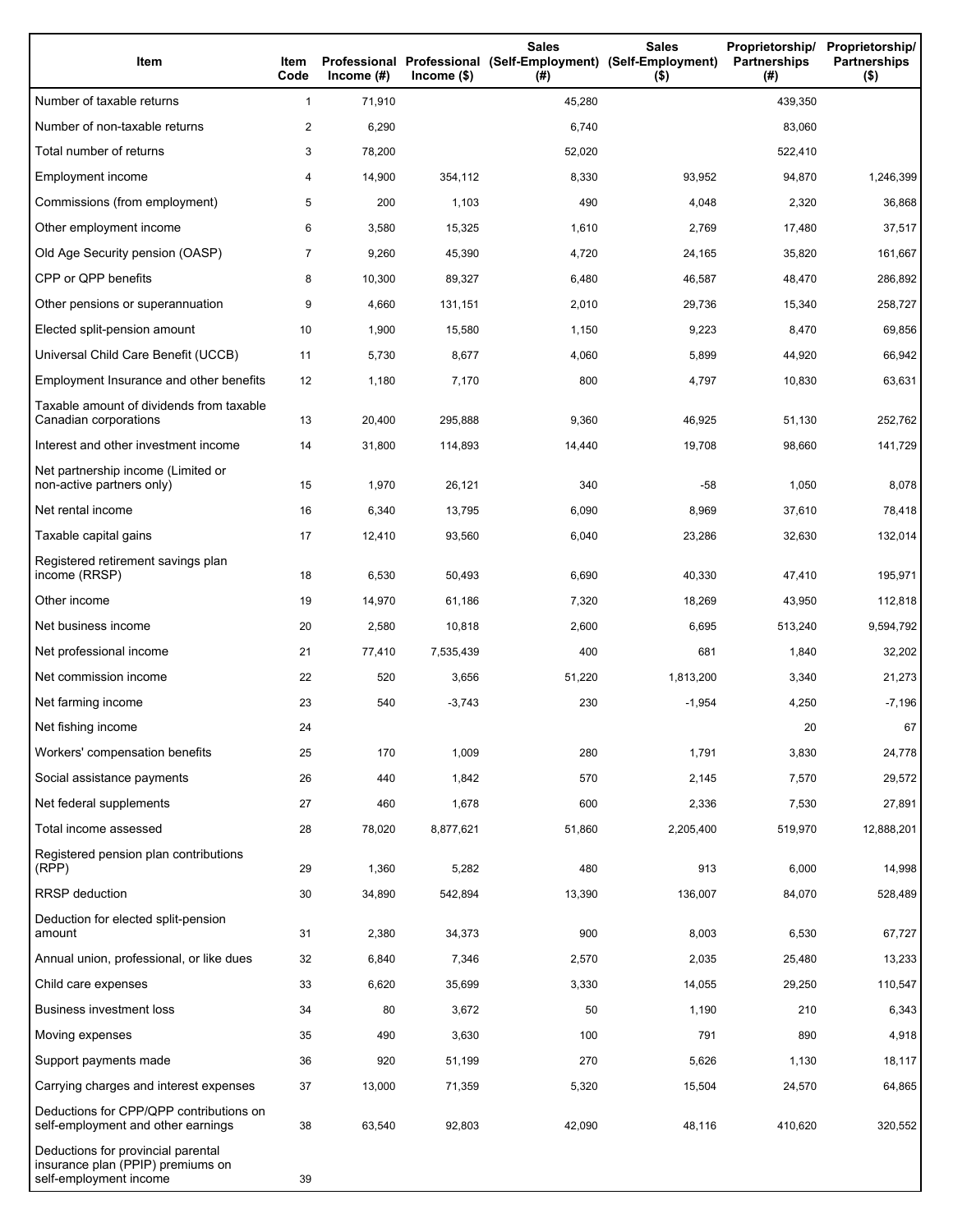| Item | Item Code | Professional Income (#) | Professional Income ($) | Sales (Self-Employment) (#) | Sales (Self-Employment) ($) | Proprietorship/ Partnerships (#) | Proprietorship/ Partnerships ($) |
|---|---|---|---|---|---|---|---|
| Number of taxable returns | 1 | 71,910 | | 45,280 | | 439,350 | |
| Number of non-taxable returns | 2 | 6,290 | | 6,740 | | 83,060 | |
| Total number of returns | 3 | 78,200 | | 52,020 | | 522,410 | |
| Employment income | 4 | 14,900 | 354,112 | 8,330 | 93,952 | 94,870 | 1,246,399 |
| Commissions (from employment) | 5 | 200 | 1,103 | 490 | 4,048 | 2,320 | 36,868 |
| Other employment income | 6 | 3,580 | 15,325 | 1,610 | 2,769 | 17,480 | 37,517 |
| Old Age Security pension (OASP) | 7 | 9,260 | 45,390 | 4,720 | 24,165 | 35,820 | 161,667 |
| CPP or QPP benefits | 8 | 10,300 | 89,327 | 6,480 | 46,587 | 48,470 | 286,892 |
| Other pensions or superannuation | 9 | 4,660 | 131,151 | 2,010 | 29,736 | 15,340 | 258,727 |
| Elected split-pension amount | 10 | 1,900 | 15,580 | 1,150 | 9,223 | 8,470 | 69,856 |
| Universal Child Care Benefit (UCCB) | 11 | 5,730 | 8,677 | 4,060 | 5,899 | 44,920 | 66,942 |
| Employment Insurance and other benefits | 12 | 1,180 | 7,170 | 800 | 4,797 | 10,830 | 63,631 |
| Taxable amount of dividends from taxable Canadian corporations | 13 | 20,400 | 295,888 | 9,360 | 46,925 | 51,130 | 252,762 |
| Interest and other investment income | 14 | 31,800 | 114,893 | 14,440 | 19,708 | 98,660 | 141,729 |
| Net partnership income (Limited or non-active partners only) | 15 | 1,970 | 26,121 | 340 | -58 | 1,050 | 8,078 |
| Net rental income | 16 | 6,340 | 13,795 | 6,090 | 8,969 | 37,610 | 78,418 |
| Taxable capital gains | 17 | 12,410 | 93,560 | 6,040 | 23,286 | 32,630 | 132,014 |
| Registered retirement savings plan income (RRSP) | 18 | 6,530 | 50,493 | 6,690 | 40,330 | 47,410 | 195,971 |
| Other income | 19 | 14,970 | 61,186 | 7,320 | 18,269 | 43,950 | 112,818 |
| Net business income | 20 | 2,580 | 10,818 | 2,600 | 6,695 | 513,240 | 9,594,792 |
| Net professional income | 21 | 77,410 | 7,535,439 | 400 | 681 | 1,840 | 32,202 |
| Net commission income | 22 | 520 | 3,656 | 51,220 | 1,813,200 | 3,340 | 21,273 |
| Net farming income | 23 | 540 | -3,743 | 230 | -1,954 | 4,250 | -7,196 |
| Net fishing income | 24 | | | | | 20 | 67 |
| Workers' compensation benefits | 25 | 170 | 1,009 | 280 | 1,791 | 3,830 | 24,778 |
| Social assistance payments | 26 | 440 | 1,842 | 570 | 2,145 | 7,570 | 29,572 |
| Net federal supplements | 27 | 460 | 1,678 | 600 | 2,336 | 7,530 | 27,891 |
| Total income assessed | 28 | 78,020 | 8,877,621 | 51,860 | 2,205,400 | 519,970 | 12,888,201 |
| Registered pension plan contributions (RPP) | 29 | 1,360 | 5,282 | 480 | 913 | 6,000 | 14,998 |
| RRSP deduction | 30 | 34,890 | 542,894 | 13,390 | 136,007 | 84,070 | 528,489 |
| Deduction for elected split-pension amount | 31 | 2,380 | 34,373 | 900 | 8,003 | 6,530 | 67,727 |
| Annual union, professional, or like dues | 32 | 6,840 | 7,346 | 2,570 | 2,035 | 25,480 | 13,233 |
| Child care expenses | 33 | 6,620 | 35,699 | 3,330 | 14,055 | 29,250 | 110,547 |
| Business investment loss | 34 | 80 | 3,672 | 50 | 1,190 | 210 | 6,343 |
| Moving expenses | 35 | 490 | 3,630 | 100 | 791 | 890 | 4,918 |
| Support payments made | 36 | 920 | 51,199 | 270 | 5,626 | 1,130 | 18,117 |
| Carrying charges and interest expenses | 37 | 13,000 | 71,359 | 5,320 | 15,504 | 24,570 | 64,865 |
| Deductions for CPP/QPP contributions on self-employment and other earnings | 38 | 63,540 | 92,803 | 42,090 | 48,116 | 410,620 | 320,552 |
| Deductions for provincial parental insurance plan (PPIP) premiums on self-employment income | 39 | | | | | | |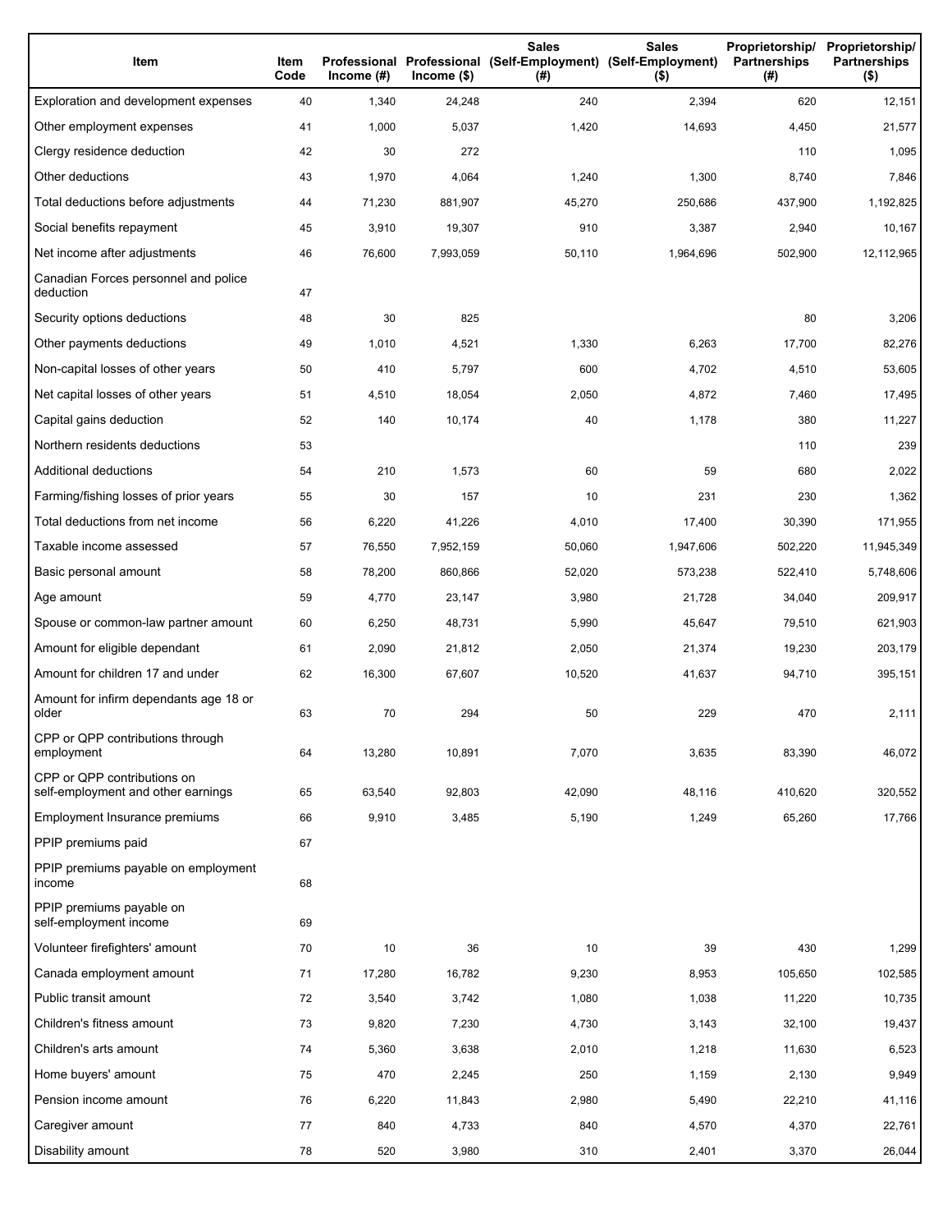| Item | Item Code | Professional Income (#) | Professional Income ($) | Sales (Self-Employment) (#) | Sales (Self-Employment) ($) | Proprietorship/ Partnerships (#) | Proprietorship/ Partnerships ($) |
|---|---|---|---|---|---|---|---|
| Exploration and development expenses | 40 | 1,340 | 24,248 | 240 | 2,394 | 620 | 12,151 |
| Other employment expenses | 41 | 1,000 | 5,037 | 1,420 | 14,693 | 4,450 | 21,577 |
| Clergy residence deduction | 42 | 30 | 272 | | | 110 | 1,095 |
| Other deductions | 43 | 1,970 | 4,064 | 1,240 | 1,300 | 8,740 | 7,846 |
| Total deductions before adjustments | 44 | 71,230 | 881,907 | 45,270 | 250,686 | 437,900 | 1,192,825 |
| Social benefits repayment | 45 | 3,910 | 19,307 | 910 | 3,387 | 2,940 | 10,167 |
| Net income after adjustments | 46 | 76,600 | 7,993,059 | 50,110 | 1,964,696 | 502,900 | 12,112,965 |
| Canadian Forces personnel and police deduction | 47 | | | | | | |
| Security options deductions | 48 | 30 | 825 | | | 80 | 3,206 |
| Other payments deductions | 49 | 1,010 | 4,521 | 1,330 | 6,263 | 17,700 | 82,276 |
| Non-capital losses of other years | 50 | 410 | 5,797 | 600 | 4,702 | 4,510 | 53,605 |
| Net capital losses of other years | 51 | 4,510 | 18,054 | 2,050 | 4,872 | 7,460 | 17,495 |
| Capital gains deduction | 52 | 140 | 10,174 | 40 | 1,178 | 380 | 11,227 |
| Northern residents deductions | 53 | | | | | 110 | 239 |
| Additional deductions | 54 | 210 | 1,573 | 60 | 59 | 680 | 2,022 |
| Farming/fishing losses of prior years | 55 | 30 | 157 | 10 | 231 | 230 | 1,362 |
| Total deductions from net income | 56 | 6,220 | 41,226 | 4,010 | 17,400 | 30,390 | 171,955 |
| Taxable income assessed | 57 | 76,550 | 7,952,159 | 50,060 | 1,947,606 | 502,220 | 11,945,349 |
| Basic personal amount | 58 | 78,200 | 860,866 | 52,020 | 573,238 | 522,410 | 5,748,606 |
| Age amount | 59 | 4,770 | 23,147 | 3,980 | 21,728 | 34,040 | 209,917 |
| Spouse or common-law partner amount | 60 | 6,250 | 48,731 | 5,990 | 45,647 | 79,510 | 621,903 |
| Amount for eligible dependant | 61 | 2,090 | 21,812 | 2,050 | 21,374 | 19,230 | 203,179 |
| Amount for children 17 and under | 62 | 16,300 | 67,607 | 10,520 | 41,637 | 94,710 | 395,151 |
| Amount for infirm dependants age 18 or older | 63 | 70 | 294 | 50 | 229 | 470 | 2,111 |
| CPP or QPP contributions through employment | 64 | 13,280 | 10,891 | 7,070 | 3,635 | 83,390 | 46,072 |
| CPP or QPP contributions on self-employment and other earnings | 65 | 63,540 | 92,803 | 42,090 | 48,116 | 410,620 | 320,552 |
| Employment Insurance premiums | 66 | 9,910 | 3,485 | 5,190 | 1,249 | 65,260 | 17,766 |
| PPIP premiums paid | 67 | | | | | | |
| PPIP premiums payable on employment income | 68 | | | | | | |
| PPIP premiums payable on self-employment income | 69 | | | | | | |
| Volunteer firefighters' amount | 70 | 10 | 36 | 10 | 39 | 430 | 1,299 |
| Canada employment amount | 71 | 17,280 | 16,782 | 9,230 | 8,953 | 105,650 | 102,585 |
| Public transit amount | 72 | 3,540 | 3,742 | 1,080 | 1,038 | 11,220 | 10,735 |
| Children's fitness amount | 73 | 9,820 | 7,230 | 4,730 | 3,143 | 32,100 | 19,437 |
| Children's arts amount | 74 | 5,360 | 3,638 | 2,010 | 1,218 | 11,630 | 6,523 |
| Home buyers' amount | 75 | 470 | 2,245 | 250 | 1,159 | 2,130 | 9,949 |
| Pension income amount | 76 | 6,220 | 11,843 | 2,980 | 5,490 | 22,210 | 41,116 |
| Caregiver amount | 77 | 840 | 4,733 | 840 | 4,570 | 4,370 | 22,761 |
| Disability amount | 78 | 520 | 3,980 | 310 | 2,401 | 3,370 | 26,044 |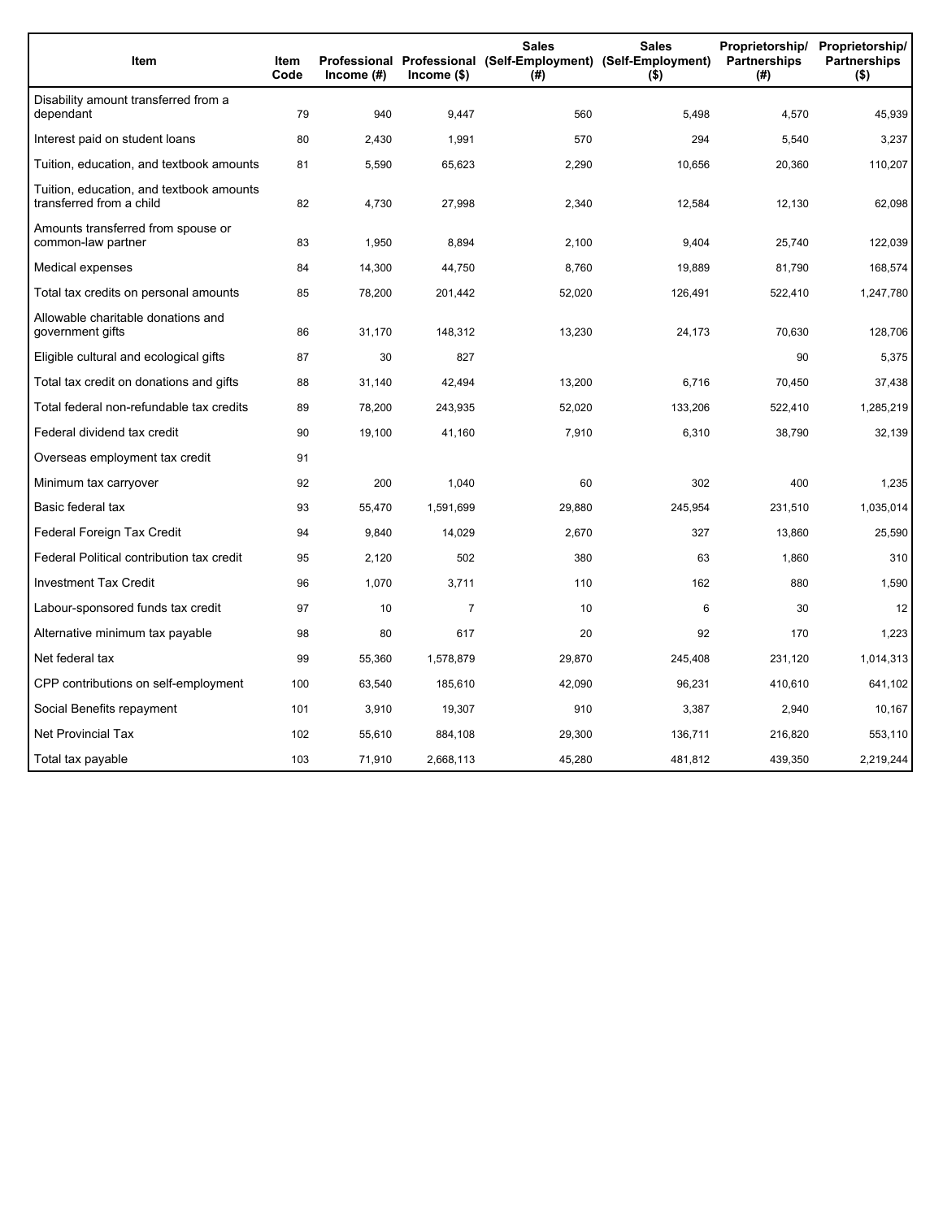| Item | Item Code | Professional Income (#) | Professional Income ($) | Sales (Self-Employment) (#) | Sales (Self-Employment) ($) | Proprietorship/ Partnerships (#) | Proprietorship/ Partnerships ($) |
|---|---|---|---|---|---|---|---|
| Disability amount transferred from a dependant | 79 | 940 | 9,447 | 560 | 5,498 | 4,570 | 45,939 |
| Interest paid on student loans | 80 | 2,430 | 1,991 | 570 | 294 | 5,540 | 3,237 |
| Tuition, education, and textbook amounts | 81 | 5,590 | 65,623 | 2,290 | 10,656 | 20,360 | 110,207 |
| Tuition, education, and textbook amounts transferred from a child | 82 | 4,730 | 27,998 | 2,340 | 12,584 | 12,130 | 62,098 |
| Amounts transferred from spouse or common-law partner | 83 | 1,950 | 8,894 | 2,100 | 9,404 | 25,740 | 122,039 |
| Medical expenses | 84 | 14,300 | 44,750 | 8,760 | 19,889 | 81,790 | 168,574 |
| Total tax credits on personal amounts | 85 | 78,200 | 201,442 | 52,020 | 126,491 | 522,410 | 1,247,780 |
| Allowable charitable donations and government gifts | 86 | 31,170 | 148,312 | 13,230 | 24,173 | 70,630 | 128,706 |
| Eligible cultural and ecological gifts | 87 | 30 | 827 | | | 90 | 5,375 |
| Total tax credit on donations and gifts | 88 | 31,140 | 42,494 | 13,200 | 6,716 | 70,450 | 37,438 |
| Total federal non-refundable tax credits | 89 | 78,200 | 243,935 | 52,020 | 133,206 | 522,410 | 1,285,219 |
| Federal dividend tax credit | 90 | 19,100 | 41,160 | 7,910 | 6,310 | 38,790 | 32,139 |
| Overseas employment tax credit | 91 | | | | | | |
| Minimum tax carryover | 92 | 200 | 1,040 | 60 | 302 | 400 | 1,235 |
| Basic federal tax | 93 | 55,470 | 1,591,699 | 29,880 | 245,954 | 231,510 | 1,035,014 |
| Federal Foreign Tax Credit | 94 | 9,840 | 14,029 | 2,670 | 327 | 13,860 | 25,590 |
| Federal Political contribution tax credit | 95 | 2,120 | 502 | 380 | 63 | 1,860 | 310 |
| Investment Tax Credit | 96 | 1,070 | 3,711 | 110 | 162 | 880 | 1,590 |
| Labour-sponsored funds tax credit | 97 | 10 | 7 | 10 | 6 | 30 | 12 |
| Alternative minimum tax payable | 98 | 80 | 617 | 20 | 92 | 170 | 1,223 |
| Net federal tax | 99 | 55,360 | 1,578,879 | 29,870 | 245,408 | 231,120 | 1,014,313 |
| CPP contributions on self-employment | 100 | 63,540 | 185,610 | 42,090 | 96,231 | 410,610 | 641,102 |
| Social Benefits repayment | 101 | 3,910 | 19,307 | 910 | 3,387 | 2,940 | 10,167 |
| Net Provincial Tax | 102 | 55,610 | 884,108 | 29,300 | 136,711 | 216,820 | 553,110 |
| Total tax payable | 103 | 71,910 | 2,668,113 | 45,280 | 481,812 | 439,350 | 2,219,244 |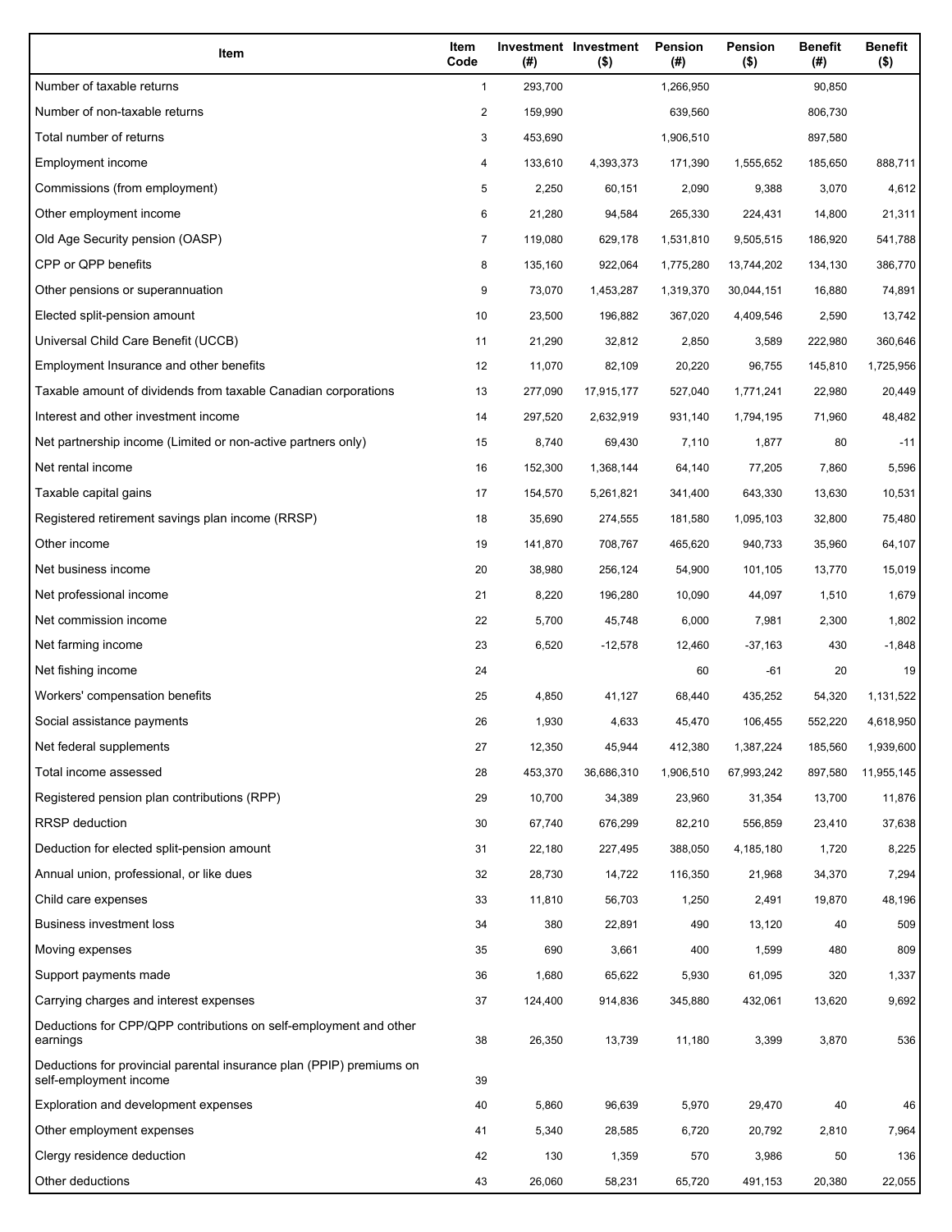| Item | Item Code | Investment (#) | Investment ($) | Pension (#) | Pension ($) | Benefit (#) | Benefit ($) |
|---|---|---|---|---|---|---|---|
| Number of taxable returns | 1 | 293,700 | | 1,266,950 | | 90,850 | |
| Number of non-taxable returns | 2 | 159,990 | | 639,560 | | 806,730 | |
| Total number of returns | 3 | 453,690 | | 1,906,510 | | 897,580 | |
| Employment income | 4 | 133,610 | 4,393,373 | 171,390 | 1,555,652 | 185,650 | 888,711 |
| Commissions (from employment) | 5 | 2,250 | 60,151 | 2,090 | 9,388 | 3,070 | 4,612 |
| Other employment income | 6 | 21,280 | 94,584 | 265,330 | 224,431 | 14,800 | 21,311 |
| Old Age Security pension (OASP) | 7 | 119,080 | 629,178 | 1,531,810 | 9,505,515 | 186,920 | 541,788 |
| CPP or QPP benefits | 8 | 135,160 | 922,064 | 1,775,280 | 13,744,202 | 134,130 | 386,770 |
| Other pensions or superannuation | 9 | 73,070 | 1,453,287 | 1,319,370 | 30,044,151 | 16,880 | 74,891 |
| Elected split-pension amount | 10 | 23,500 | 196,882 | 367,020 | 4,409,546 | 2,590 | 13,742 |
| Universal Child Care Benefit (UCCB) | 11 | 21,290 | 32,812 | 2,850 | 3,589 | 222,980 | 360,646 |
| Employment Insurance and other benefits | 12 | 11,070 | 82,109 | 20,220 | 96,755 | 145,810 | 1,725,956 |
| Taxable amount of dividends from taxable Canadian corporations | 13 | 277,090 | 17,915,177 | 527,040 | 1,771,241 | 22,980 | 20,449 |
| Interest and other investment income | 14 | 297,520 | 2,632,919 | 931,140 | 1,794,195 | 71,960 | 48,482 |
| Net partnership income (Limited or non-active partners only) | 15 | 8,740 | 69,430 | 7,110 | 1,877 | 80 | -11 |
| Net rental income | 16 | 152,300 | 1,368,144 | 64,140 | 77,205 | 7,860 | 5,596 |
| Taxable capital gains | 17 | 154,570 | 5,261,821 | 341,400 | 643,330 | 13,630 | 10,531 |
| Registered retirement savings plan income (RRSP) | 18 | 35,690 | 274,555 | 181,580 | 1,095,103 | 32,800 | 75,480 |
| Other income | 19 | 141,870 | 708,767 | 465,620 | 940,733 | 35,960 | 64,107 |
| Net business income | 20 | 38,980 | 256,124 | 54,900 | 101,105 | 13,770 | 15,019 |
| Net professional income | 21 | 8,220 | 196,280 | 10,090 | 44,097 | 1,510 | 1,679 |
| Net commission income | 22 | 5,700 | 45,748 | 6,000 | 7,981 | 2,300 | 1,802 |
| Net farming income | 23 | 6,520 | -12,578 | 12,460 | -37,163 | 430 | -1,848 |
| Net fishing income | 24 | | | 60 | -61 | 20 | 19 |
| Workers' compensation benefits | 25 | 4,850 | 41,127 | 68,440 | 435,252 | 54,320 | 1,131,522 |
| Social assistance payments | 26 | 1,930 | 4,633 | 45,470 | 106,455 | 552,220 | 4,618,950 |
| Net federal supplements | 27 | 12,350 | 45,944 | 412,380 | 1,387,224 | 185,560 | 1,939,600 |
| Total income assessed | 28 | 453,370 | 36,686,310 | 1,906,510 | 67,993,242 | 897,580 | 11,955,145 |
| Registered pension plan contributions (RPP) | 29 | 10,700 | 34,389 | 23,960 | 31,354 | 13,700 | 11,876 |
| RRSP deduction | 30 | 67,740 | 676,299 | 82,210 | 556,859 | 23,410 | 37,638 |
| Deduction for elected split-pension amount | 31 | 22,180 | 227,495 | 388,050 | 4,185,180 | 1,720 | 8,225 |
| Annual union, professional, or like dues | 32 | 28,730 | 14,722 | 116,350 | 21,968 | 34,370 | 7,294 |
| Child care expenses | 33 | 11,810 | 56,703 | 1,250 | 2,491 | 19,870 | 48,196 |
| Business investment loss | 34 | 380 | 22,891 | 490 | 13,120 | 40 | 509 |
| Moving expenses | 35 | 690 | 3,661 | 400 | 1,599 | 480 | 809 |
| Support payments made | 36 | 1,680 | 65,622 | 5,930 | 61,095 | 320 | 1,337 |
| Carrying charges and interest expenses | 37 | 124,400 | 914,836 | 345,880 | 432,061 | 13,620 | 9,692 |
| Deductions for CPP/QPP contributions on self-employment and other earnings | 38 | 26,350 | 13,739 | 11,180 | 3,399 | 3,870 | 536 |
| Deductions for provincial parental insurance plan (PPIP) premiums on self-employment income | 39 | | | | | | |
| Exploration and development expenses | 40 | 5,860 | 96,639 | 5,970 | 29,470 | 40 | 46 |
| Other employment expenses | 41 | 5,340 | 28,585 | 6,720 | 20,792 | 2,810 | 7,964 |
| Clergy residence deduction | 42 | 130 | 1,359 | 570 | 3,986 | 50 | 136 |
| Other deductions | 43 | 26,060 | 58,231 | 65,720 | 491,153 | 20,380 | 22,055 |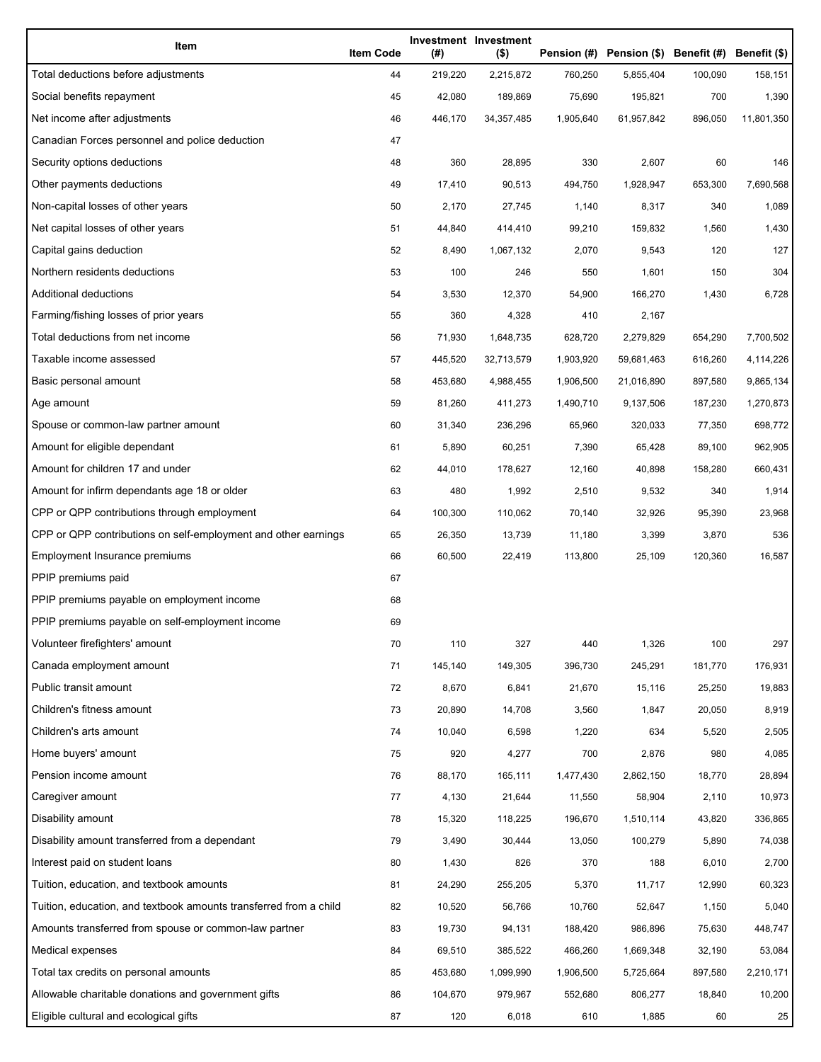| Item | Item Code | Investment (#) | Investment ($) | Pension (#) | Pension ($) | Benefit (#) | Benefit ($) |
| --- | --- | --- | --- | --- | --- | --- | --- |
| Total deductions before adjustments | 44 | 219,220 | 2,215,872 | 760,250 | 5,855,404 | 100,090 | 158,151 |
| Social benefits repayment | 45 | 42,080 | 189,869 | 75,690 | 195,821 | 700 | 1,390 |
| Net income after adjustments | 46 | 446,170 | 34,357,485 | 1,905,640 | 61,957,842 | 896,050 | 11,801,350 |
| Canadian Forces personnel and police deduction | 47 | | | | | | |
| Security options deductions | 48 | 360 | 28,895 | 330 | 2,607 | 60 | 146 |
| Other payments deductions | 49 | 17,410 | 90,513 | 494,750 | 1,928,947 | 653,300 | 7,690,568 |
| Non-capital losses of other years | 50 | 2,170 | 27,745 | 1,140 | 8,317 | 340 | 1,089 |
| Net capital losses of other years | 51 | 44,840 | 414,410 | 99,210 | 159,832 | 1,560 | 1,430 |
| Capital gains deduction | 52 | 8,490 | 1,067,132 | 2,070 | 9,543 | 120 | 127 |
| Northern residents deductions | 53 | 100 | 246 | 550 | 1,601 | 150 | 304 |
| Additional deductions | 54 | 3,530 | 12,370 | 54,900 | 166,270 | 1,430 | 6,728 |
| Farming/fishing losses of prior years | 55 | 360 | 4,328 | 410 | 2,167 | | |
| Total deductions from net income | 56 | 71,930 | 1,648,735 | 628,720 | 2,279,829 | 654,290 | 7,700,502 |
| Taxable income assessed | 57 | 445,520 | 32,713,579 | 1,903,920 | 59,681,463 | 616,260 | 4,114,226 |
| Basic personal amount | 58 | 453,680 | 4,988,455 | 1,906,500 | 21,016,890 | 897,580 | 9,865,134 |
| Age amount | 59 | 81,260 | 411,273 | 1,490,710 | 9,137,506 | 187,230 | 1,270,873 |
| Spouse or common-law partner amount | 60 | 31,340 | 236,296 | 65,960 | 320,033 | 77,350 | 698,772 |
| Amount for eligible dependant | 61 | 5,890 | 60,251 | 7,390 | 65,428 | 89,100 | 962,905 |
| Amount for children 17 and under | 62 | 44,010 | 178,627 | 12,160 | 40,898 | 158,280 | 660,431 |
| Amount for infirm dependants age 18 or older | 63 | 480 | 1,992 | 2,510 | 9,532 | 340 | 1,914 |
| CPP or QPP contributions through employment | 64 | 100,300 | 110,062 | 70,140 | 32,926 | 95,390 | 23,968 |
| CPP or QPP contributions on self-employment and other earnings | 65 | 26,350 | 13,739 | 11,180 | 3,399 | 3,870 | 536 |
| Employment Insurance premiums | 66 | 60,500 | 22,419 | 113,800 | 25,109 | 120,360 | 16,587 |
| PPIP premiums paid | 67 | | | | | | |
| PPIP premiums payable on employment income | 68 | | | | | | |
| PPIP premiums payable on self-employment income | 69 | | | | | | |
| Volunteer firefighters' amount | 70 | 110 | 327 | 440 | 1,326 | 100 | 297 |
| Canada employment amount | 71 | 145,140 | 149,305 | 396,730 | 245,291 | 181,770 | 176,931 |
| Public transit amount | 72 | 8,670 | 6,841 | 21,670 | 15,116 | 25,250 | 19,883 |
| Children's fitness amount | 73 | 20,890 | 14,708 | 3,560 | 1,847 | 20,050 | 8,919 |
| Children's arts amount | 74 | 10,040 | 6,598 | 1,220 | 634 | 5,520 | 2,505 |
| Home buyers' amount | 75 | 920 | 4,277 | 700 | 2,876 | 980 | 4,085 |
| Pension income amount | 76 | 88,170 | 165,111 | 1,477,430 | 2,862,150 | 18,770 | 28,894 |
| Caregiver amount | 77 | 4,130 | 21,644 | 11,550 | 58,904 | 2,110 | 10,973 |
| Disability amount | 78 | 15,320 | 118,225 | 196,670 | 1,510,114 | 43,820 | 336,865 |
| Disability amount transferred from a dependant | 79 | 3,490 | 30,444 | 13,050 | 100,279 | 5,890 | 74,038 |
| Interest paid on student loans | 80 | 1,430 | 826 | 370 | 188 | 6,010 | 2,700 |
| Tuition, education, and textbook amounts | 81 | 24,290 | 255,205 | 5,370 | 11,717 | 12,990 | 60,323 |
| Tuition, education, and textbook amounts transferred from a child | 82 | 10,520 | 56,766 | 10,760 | 52,647 | 1,150 | 5,040 |
| Amounts transferred from spouse or common-law partner | 83 | 19,730 | 94,131 | 188,420 | 986,896 | 75,630 | 448,747 |
| Medical expenses | 84 | 69,510 | 385,522 | 466,260 | 1,669,348 | 32,190 | 53,084 |
| Total tax credits on personal amounts | 85 | 453,680 | 1,099,990 | 1,906,500 | 5,725,664 | 897,580 | 2,210,171 |
| Allowable charitable donations and government gifts | 86 | 104,670 | 979,967 | 552,680 | 806,277 | 18,840 | 10,200 |
| Eligible cultural and ecological gifts | 87 | 120 | 6,018 | 610 | 1,885 | 60 | 25 |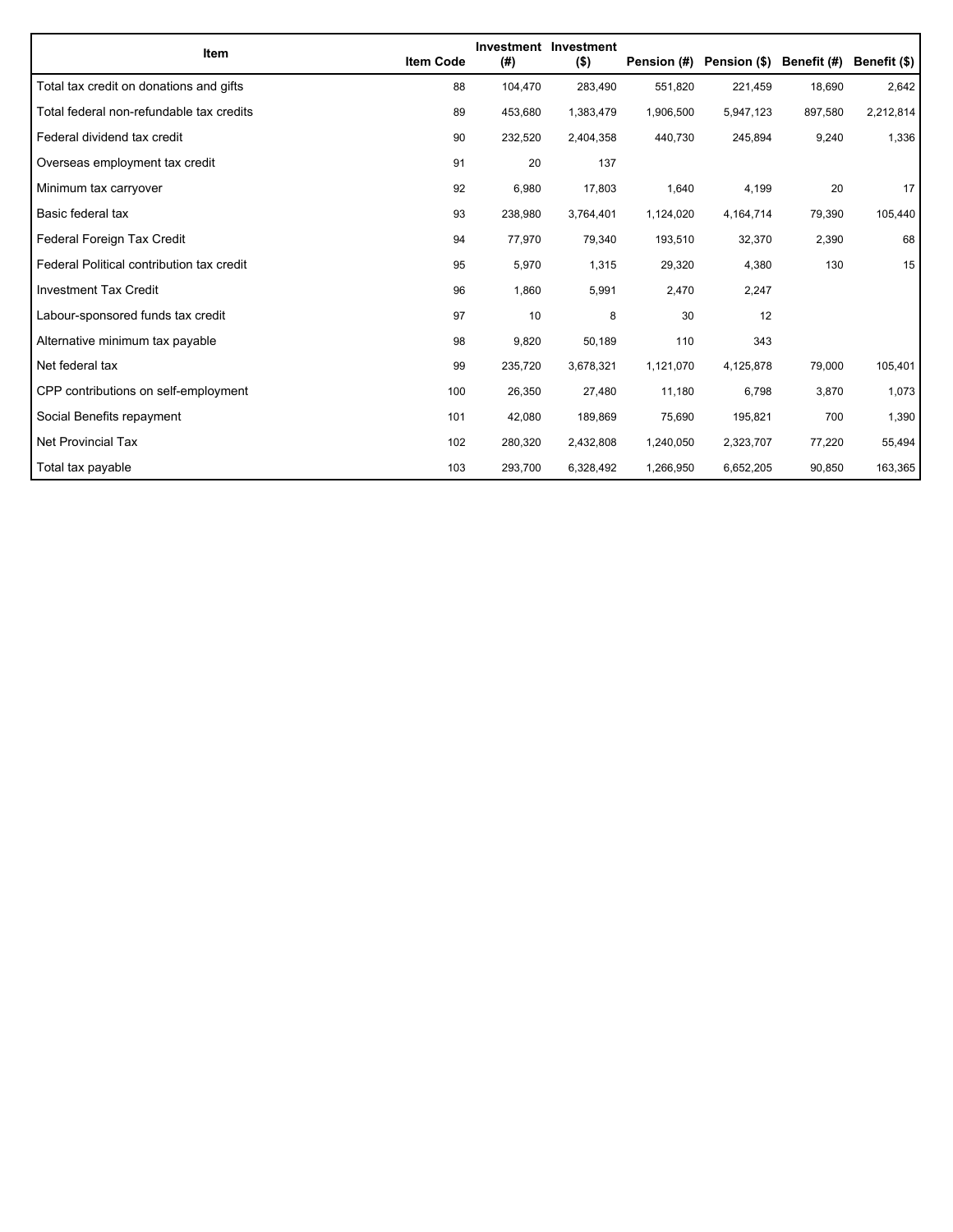| Item | Item Code | Investment (#) | Investment ($) | Pension (#) | Pension ($) | Benefit (#) | Benefit ($) |
|---|---|---|---|---|---|---|---|
| Total tax credit on donations and gifts | 88 | 104,470 | 283,490 | 551,820 | 221,459 | 18,690 | 2,642 |
| Total federal non-refundable tax credits | 89 | 453,680 | 1,383,479 | 1,906,500 | 5,947,123 | 897,580 | 2,212,814 |
| Federal dividend tax credit | 90 | 232,520 | 2,404,358 | 440,730 | 245,894 | 9,240 | 1,336 |
| Overseas employment tax credit | 91 | 20 | 137 | | | | |
| Minimum tax carryover | 92 | 6,980 | 17,803 | 1,640 | 4,199 | 20 | 17 |
| Basic federal tax | 93 | 238,980 | 3,764,401 | 1,124,020 | 4,164,714 | 79,390 | 105,440 |
| Federal Foreign Tax Credit | 94 | 77,970 | 79,340 | 193,510 | 32,370 | 2,390 | 68 |
| Federal Political contribution tax credit | 95 | 5,970 | 1,315 | 29,320 | 4,380 | 130 | 15 |
| Investment Tax Credit | 96 | 1,860 | 5,991 | 2,470 | 2,247 | | |
| Labour-sponsored funds tax credit | 97 | 10 | 8 | 30 | 12 | | |
| Alternative minimum tax payable | 98 | 9,820 | 50,189 | 110 | 343 | | |
| Net federal tax | 99 | 235,720 | 3,678,321 | 1,121,070 | 4,125,878 | 79,000 | 105,401 |
| CPP contributions on self-employment | 100 | 26,350 | 27,480 | 11,180 | 6,798 | 3,870 | 1,073 |
| Social Benefits repayment | 101 | 42,080 | 189,869 | 75,690 | 195,821 | 700 | 1,390 |
| Net Provincial Tax | 102 | 280,320 | 2,432,808 | 1,240,050 | 2,323,707 | 77,220 | 55,494 |
| Total tax payable | 103 | 293,700 | 6,328,492 | 1,266,950 | 6,652,205 | 90,850 | 163,365 |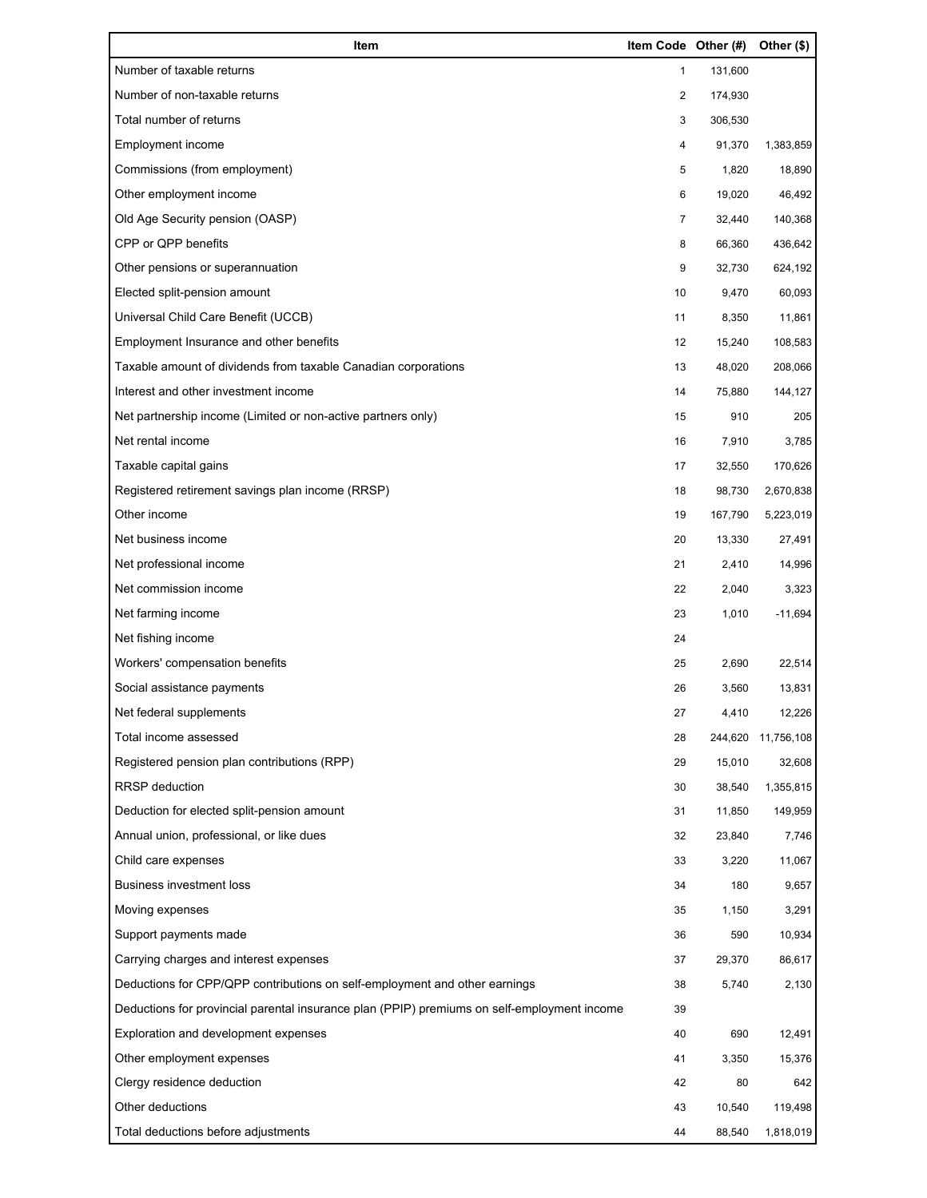| Item | Item Code | Other (#) | Other ($) |
|---|---|---|---|
| Number of taxable returns | 1 | 131,600 | |
| Number of non-taxable returns | 2 | 174,930 | |
| Total number of returns | 3 | 306,530 | |
| Employment income | 4 | 91,370 | 1,383,859 |
| Commissions (from employment) | 5 | 1,820 | 18,890 |
| Other employment income | 6 | 19,020 | 46,492 |
| Old Age Security pension (OASP) | 7 | 32,440 | 140,368 |
| CPP or QPP benefits | 8 | 66,360 | 436,642 |
| Other pensions or superannuation | 9 | 32,730 | 624,192 |
| Elected split-pension amount | 10 | 9,470 | 60,093 |
| Universal Child Care Benefit (UCCB) | 11 | 8,350 | 11,861 |
| Employment Insurance and other benefits | 12 | 15,240 | 108,583 |
| Taxable amount of dividends from taxable Canadian corporations | 13 | 48,020 | 208,066 |
| Interest and other investment income | 14 | 75,880 | 144,127 |
| Net partnership income (Limited or non-active partners only) | 15 | 910 | 205 |
| Net rental income | 16 | 7,910 | 3,785 |
| Taxable capital gains | 17 | 32,550 | 170,626 |
| Registered retirement savings plan income (RRSP) | 18 | 98,730 | 2,670,838 |
| Other income | 19 | 167,790 | 5,223,019 |
| Net business income | 20 | 13,330 | 27,491 |
| Net professional income | 21 | 2,410 | 14,996 |
| Net commission income | 22 | 2,040 | 3,323 |
| Net farming income | 23 | 1,010 | -11,694 |
| Net fishing income | 24 | | |
| Workers' compensation benefits | 25 | 2,690 | 22,514 |
| Social assistance payments | 26 | 3,560 | 13,831 |
| Net federal supplements | 27 | 4,410 | 12,226 |
| Total income assessed | 28 | 244,620 | 11,756,108 |
| Registered pension plan contributions (RPP) | 29 | 15,010 | 32,608 |
| RRSP deduction | 30 | 38,540 | 1,355,815 |
| Deduction for elected split-pension amount | 31 | 11,850 | 149,959 |
| Annual union, professional, or like dues | 32 | 23,840 | 7,746 |
| Child care expenses | 33 | 3,220 | 11,067 |
| Business investment loss | 34 | 180 | 9,657 |
| Moving expenses | 35 | 1,150 | 3,291 |
| Support payments made | 36 | 590 | 10,934 |
| Carrying charges and interest expenses | 37 | 29,370 | 86,617 |
| Deductions for CPP/QPP contributions on self-employment and other earnings | 38 | 5,740 | 2,130 |
| Deductions for provincial parental insurance plan (PPIP) premiums on self-employment income | 39 | | |
| Exploration and development expenses | 40 | 690 | 12,491 |
| Other employment expenses | 41 | 3,350 | 15,376 |
| Clergy residence deduction | 42 | 80 | 642 |
| Other deductions | 43 | 10,540 | 119,498 |
| Total deductions before adjustments | 44 | 88,540 | 1,818,019 |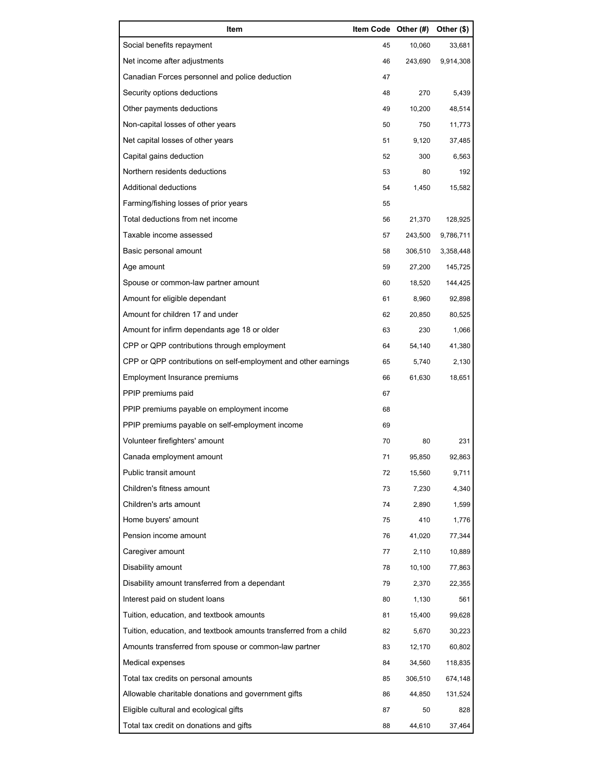| Item | Item Code | Other (#) | Other ($) |
| --- | --- | --- | --- |
| Social benefits repayment | 45 | 10,060 | 33,681 |
| Net income after adjustments | 46 | 243,690 | 9,914,308 |
| Canadian Forces personnel and police deduction | 47 | | |
| Security options deductions | 48 | 270 | 5,439 |
| Other payments deductions | 49 | 10,200 | 48,514 |
| Non-capital losses of other years | 50 | 750 | 11,773 |
| Net capital losses of other years | 51 | 9,120 | 37,485 |
| Capital gains deduction | 52 | 300 | 6,563 |
| Northern residents deductions | 53 | 80 | 192 |
| Additional deductions | 54 | 1,450 | 15,582 |
| Farming/fishing losses of prior years | 55 | | |
| Total deductions from net income | 56 | 21,370 | 128,925 |
| Taxable income assessed | 57 | 243,500 | 9,786,711 |
| Basic personal amount | 58 | 306,510 | 3,358,448 |
| Age amount | 59 | 27,200 | 145,725 |
| Spouse or common-law partner amount | 60 | 18,520 | 144,425 |
| Amount for eligible dependant | 61 | 8,960 | 92,898 |
| Amount for children 17 and under | 62 | 20,850 | 80,525 |
| Amount for infirm dependants age 18 or older | 63 | 230 | 1,066 |
| CPP or QPP contributions through employment | 64 | 54,140 | 41,380 |
| CPP or QPP contributions on self-employment and other earnings | 65 | 5,740 | 2,130 |
| Employment Insurance premiums | 66 | 61,630 | 18,651 |
| PPIP premiums paid | 67 | | |
| PPIP premiums payable on employment income | 68 | | |
| PPIP premiums payable on self-employment income | 69 | | |
| Volunteer firefighters' amount | 70 | 80 | 231 |
| Canada employment amount | 71 | 95,850 | 92,863 |
| Public transit amount | 72 | 15,560 | 9,711 |
| Children's fitness amount | 73 | 7,230 | 4,340 |
| Children's arts amount | 74 | 2,890 | 1,599 |
| Home buyers' amount | 75 | 410 | 1,776 |
| Pension income amount | 76 | 41,020 | 77,344 |
| Caregiver amount | 77 | 2,110 | 10,889 |
| Disability amount | 78 | 10,100 | 77,863 |
| Disability amount transferred from a dependant | 79 | 2,370 | 22,355 |
| Interest paid on student loans | 80 | 1,130 | 561 |
| Tuition, education, and textbook amounts | 81 | 15,400 | 99,628 |
| Tuition, education, and textbook amounts transferred from a child | 82 | 5,670 | 30,223 |
| Amounts transferred from spouse or common-law partner | 83 | 12,170 | 60,802 |
| Medical expenses | 84 | 34,560 | 118,835 |
| Total tax credits on personal amounts | 85 | 306,510 | 674,148 |
| Allowable charitable donations and government gifts | 86 | 44,850 | 131,524 |
| Eligible cultural and ecological gifts | 87 | 50 | 828 |
| Total tax credit on donations and gifts | 88 | 44,610 | 37,464 |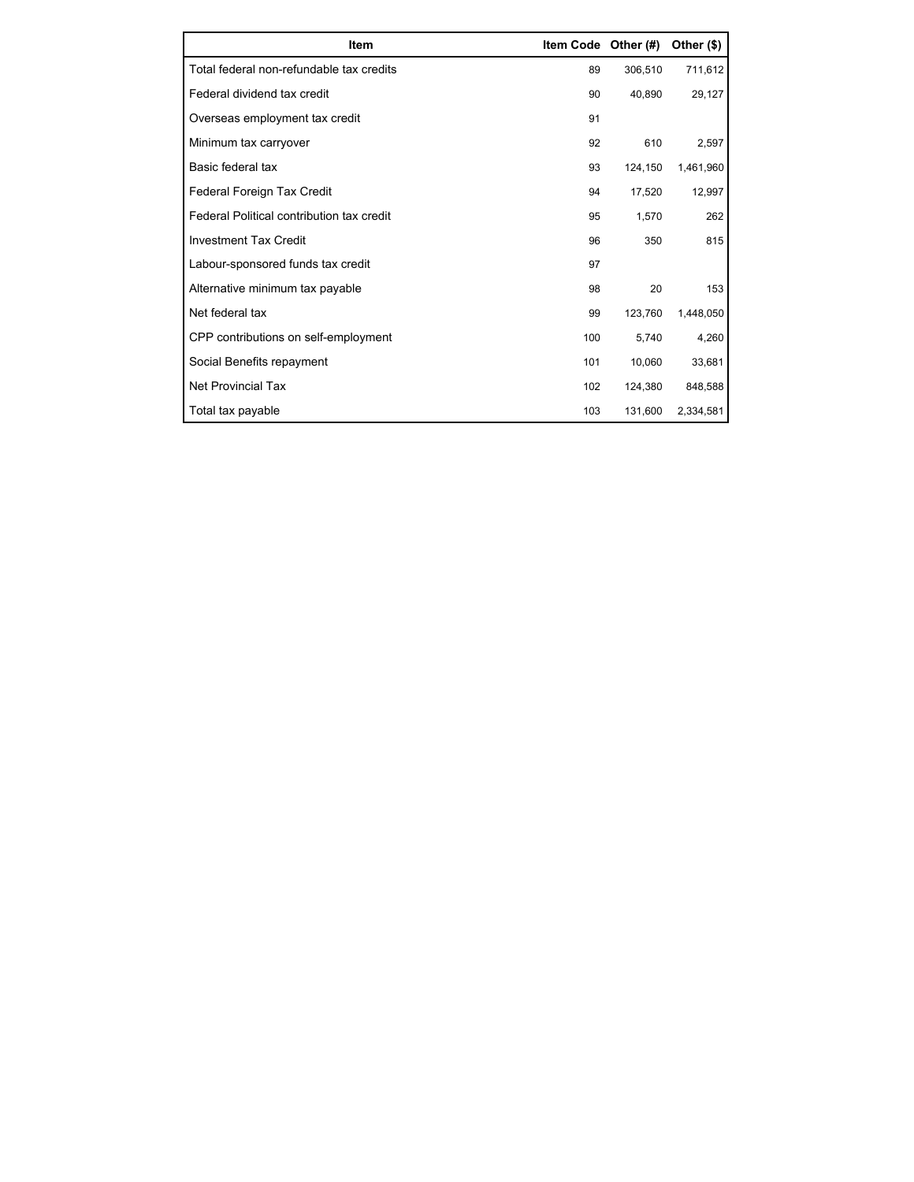| Item | Item Code | Other (#) | Other ($) |
| --- | --- | --- | --- |
| Total federal non-refundable tax credits | 89 | 306,510 | 711,612 |
| Federal dividend tax credit | 90 | 40,890 | 29,127 |
| Overseas employment tax credit | 91 | | |
| Minimum tax carryover | 92 | 610 | 2,597 |
| Basic federal tax | 93 | 124,150 | 1,461,960 |
| Federal Foreign Tax Credit | 94 | 17,520 | 12,997 |
| Federal Political contribution tax credit | 95 | 1,570 | 262 |
| Investment Tax Credit | 96 | 350 | 815 |
| Labour-sponsored funds tax credit | 97 | | |
| Alternative minimum tax payable | 98 | 20 | 153 |
| Net federal tax | 99 | 123,760 | 1,448,050 |
| CPP contributions on self-employment | 100 | 5,740 | 4,260 |
| Social Benefits repayment | 101 | 10,060 | 33,681 |
| Net Provincial Tax | 102 | 124,380 | 848,588 |
| Total tax payable | 103 | 131,600 | 2,334,581 |